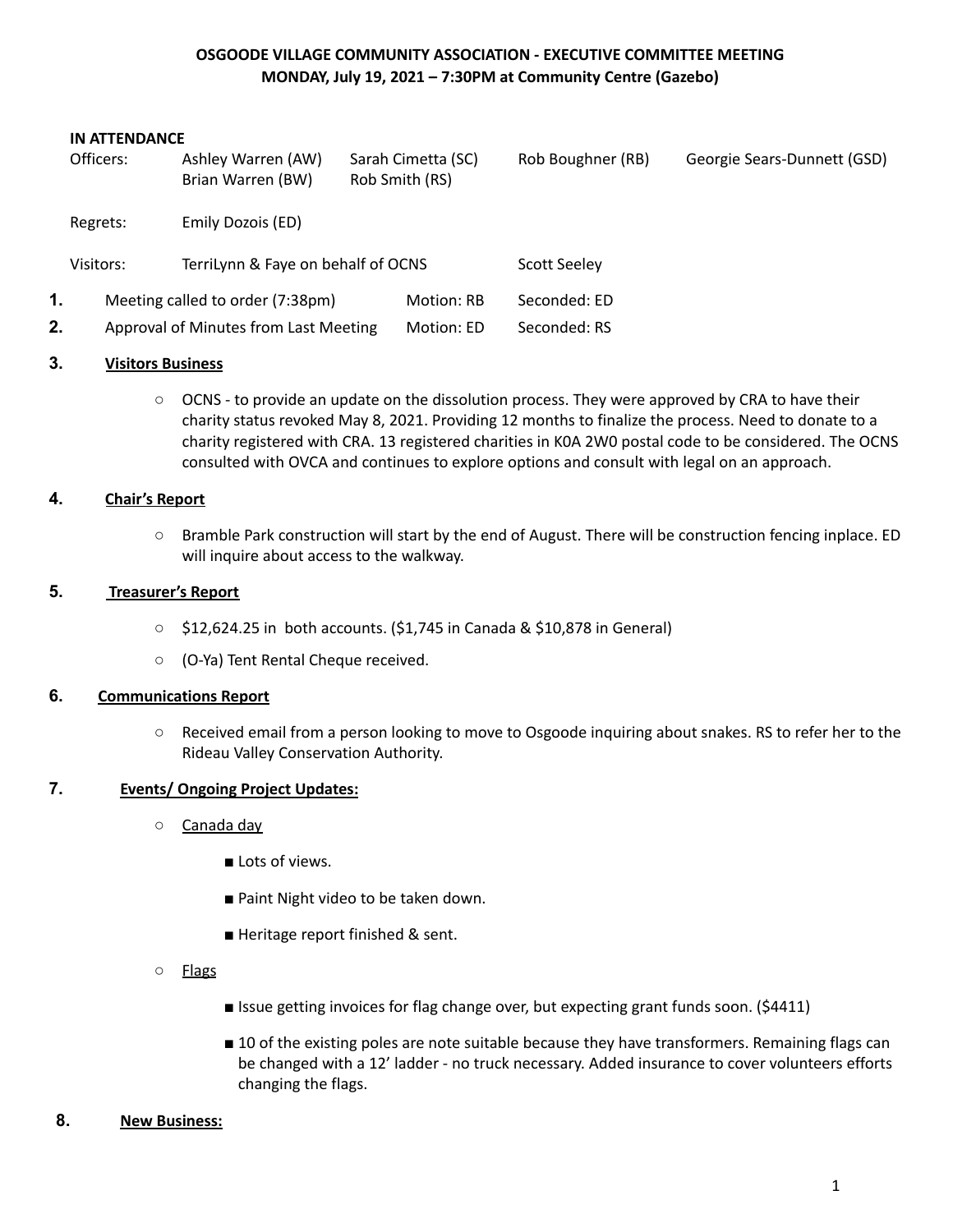# OSGOODE VILLAGE COMMUNITY ASSOCIATION - EXECUTIVE COMMITTEE MEETING
## MONDAY, July 19, 2021 – 7:30PM at Community Centre (Gazebo)

**IN ATTENDANCE**

| | | | | |
|---|---|---|---|---|
| Officers: | Ashley Warren (AW)<br>Brian Warren (BW) | Sarah Cimetta (SC)<br>Rob Smith (RS) | Rob Boughner (RB) | Georgie Sears-Dunnett (GSD) |
| Regrets: | Emily Dozois (ED) | | | |
| Visitors: | TerriLynn & Faye on behalf of OCNS | | Scott Seeley | |

| | | | |
|---|---|---|---|
| **1.** | Meeting called to order (7:38pm) | Motion: RB | Seconded: ED |
| **2.** | Approval of Minutes from Last Meeting | Motion: ED | Seconded: RS |

**3. Visitors Business**

- OCNS - to provide an update on the dissolution process. They were approved by CRA to have their charity status revoked May 8, 2021. Providing 12 months to finalize the process. Need to donate to a charity registered with CRA. 13 registered charities in K0A 2W0 postal code to be considered. The OCNS consulted with OVCA and continues to explore options and consult with legal on an approach.

**4. Chair's Report**

- Bramble Park construction will start by the end of August. There will be construction fencing inplace. ED will inquire about access to the walkway.

**5. Treasurer's Report**

- $12,624.25 in both accounts. ($1,745 in Canada & $10,878 in General)
- (O-Ya) Tent Rental Cheque received.

**6. Communications Report**

- Received email from a person looking to move to Osgoode inquiring about snakes. RS to refer her to the Rideau Valley Conservation Authority.

**7. Events/ Ongoing Project Updates:**

- Canada day
  - Lots of views.
  - Paint Night video to be taken down.
  - Heritage report finished & sent.
- Flags
  - Issue getting invoices for flag change over, but expecting grant funds soon. ($4411)
  - 10 of the existing poles are note suitable because they have transformers. Remaining flags can be changed with a 12' ladder - no truck necessary. Added insurance to cover volunteers efforts changing the flags.

**8. New Business:**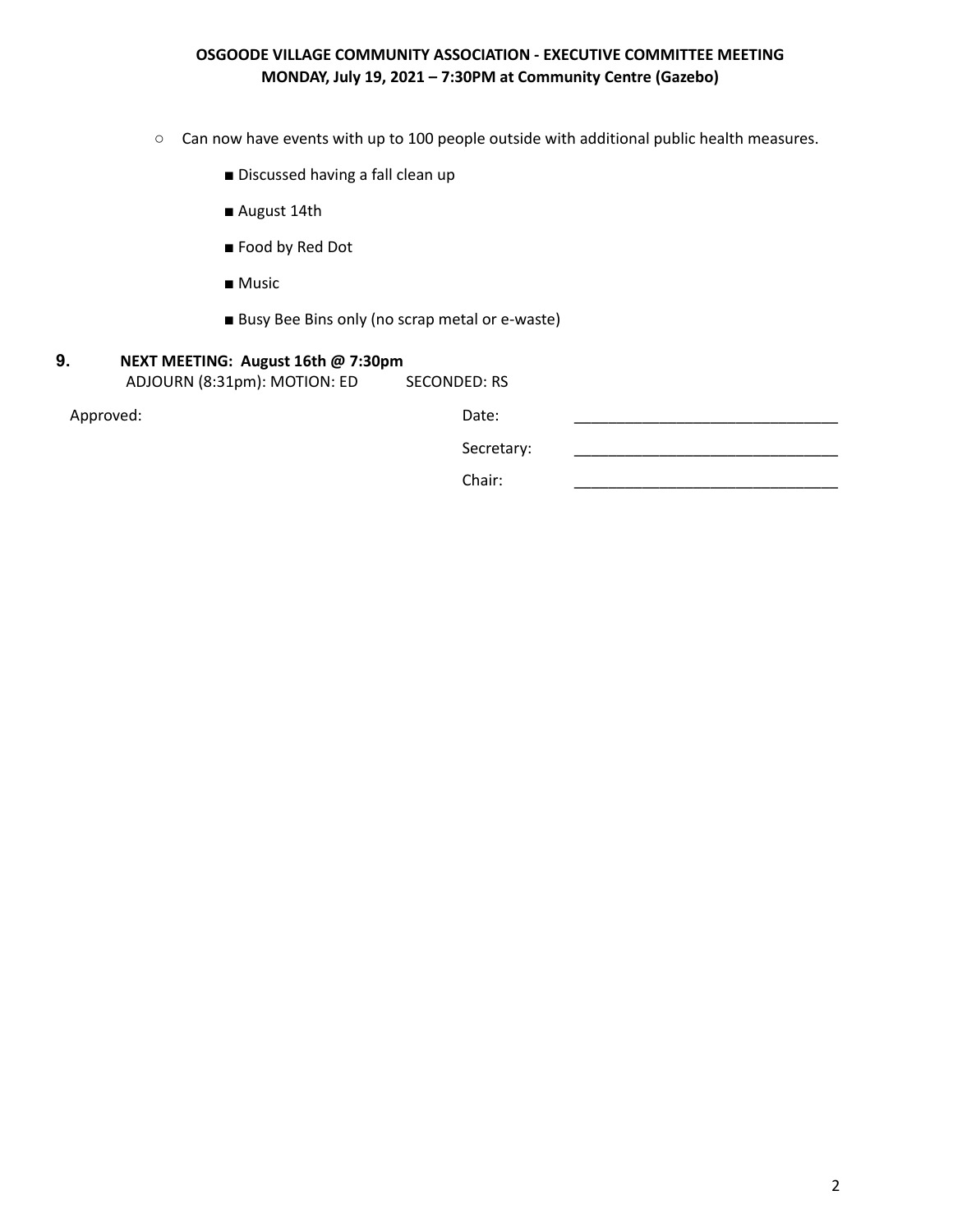**OSGOODE VILLAGE COMMUNITY ASSOCIATION - EXECUTIVE COMMITTEE MEETING**
**MONDAY, July 19, 2021 – 7:30PM at Community Centre (Gazebo)**

- Can now have events with up to 100 people outside with additional public health measures.
  - Discussed having a fall clean up
  - August 14th
  - Food by Red Dot
  - Music
  - Busy Bee Bins only (no scrap metal or e-waste)

**9. NEXT MEETING: August 16th @ 7:30pm**

ADJOURN (8:31pm): MOTION: ED SECONDED: RS

Approved:

Date: _______________________________

Secretary: _______________________________

Chair: _______________________________